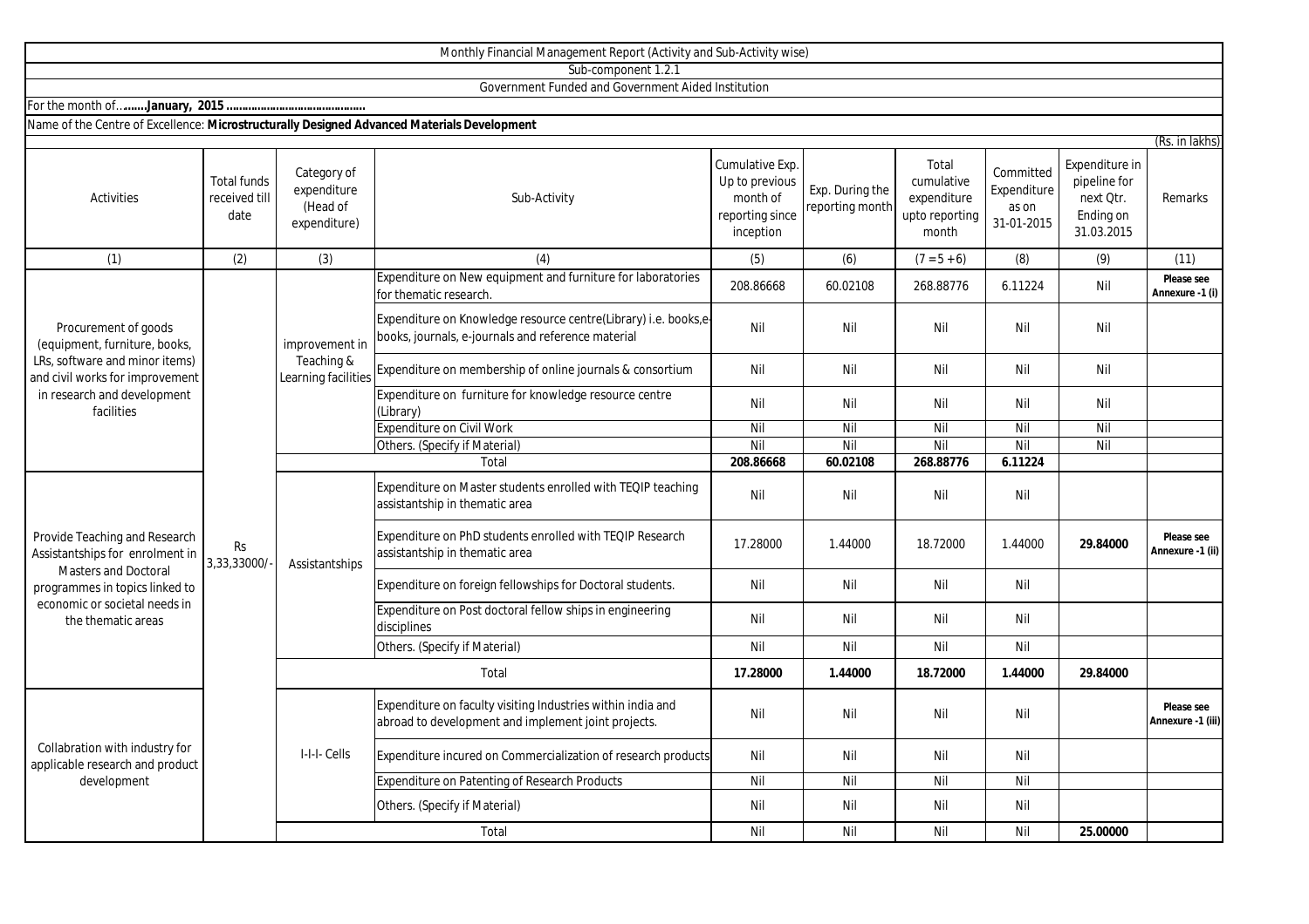Monthly Financial Management Report (Activity and Sub-Activity wise)

Sub-component 1.2.1

Government Funded and Government Aided Institution

For the month of….....**January, 2015 …………………………………..**

Name of the Centre of Excellence: **Microstructurally Designed Advanced Materials Development**

(Rs. in lakhs)

| Activities | Total funds received till date | Category of expenditure (Head of expenditure) | Sub-Activity | Cumulative Exp. Up to previous month of reporting since inception | Exp. During the reporting month | Total cumulative expenditure upto reporting month | Committed Expenditure as on 31-01-2015 | Expenditure in pipeline for next Qtr. Ending on 31.03.2015 | Remarks |
|---|---|---|---|---|---|---|---|---|---|
| (1) | (2) | (3) | (4) | (5) | (6) | (7 = 5 + 6) | (8) | (9) | (11) |
| Procurement of goods (equipment, furniture, books, LRs, software and minor items) and civil works for improvement in research and development facilities | Rs 3,33,33000/- | improvement in Teaching & Learning facilities | Expenditure on New equipment and furniture for laboratories for thematic research. | 208.86668 | 60.02108 | 268.88776 | 6.11224 | Nil | **Please see Annexure -1 (i)** |
| | | | Expenditure on Knowledge resource centre(Library) i.e. books,e-books, journals, e-journals and reference material | Nil | Nil | Nil | Nil | Nil | |
| | | | Expenditure on membership of online journals & consortium | Nil | Nil | Nil | Nil | Nil | |
| | | | Expenditure on furniture for knowledge resource centre (Library) | Nil | Nil | Nil | Nil | Nil | |
| | | | Expenditure on Civil Work | Nil | Nil | Nil | Nil | Nil | |
| | | | Others. (Specify if Material) | Nil | Nil | Nil | Nil | Nil | |
| | | | Total | **208.86668** | **60.02108** | **268.88776** | **6.11224** | | |
| Provide Teaching and Research Assistantships for enrolment in Masters and Doctoral programmes in topics linked to economic or societal needs in the thematic areas | | Assistantships | Expenditure on Master students enrolled with TEQIP teaching assistantship in thematic area | Nil | Nil | Nil | Nil | | |
| | | | Expenditure on PhD students enrolled with TEQIP Research assistantship in thematic area | 17.28000 | 1.44000 | 18.72000 | 1.44000 | **29.84000** | **Please see Annexure -1 (ii)** |
| | | | Expenditure on foreign fellowships for Doctoral students. | Nil | Nil | Nil | Nil | | |
| | | | Expenditure on Post doctoral fellow ships in engineering disciplines | Nil | Nil | Nil | Nil | | |
| | | | Others. (Specify if Material) | Nil | Nil | Nil | Nil | | |
| | | | Total | **17.28000** | **1.44000** | **18.72000** | **1.44000** | **29.84000** | |
| Collabration with industry for applicable research and product development | | I-I-I- Cells | Expenditure on faculty visiting Industries within india and abroad to development and implement joint projects. | Nil | Nil | Nil | Nil | | **Please see Annexure -1 (iii)** |
| | | | Expenditure incured on Commercialization of research products | Nil | Nil | Nil | Nil | | |
| | | | Expenditure on Patenting of Research Products | Nil | Nil | Nil | Nil | | |
| | | | Others. (Specify if Material) | Nil | Nil | Nil | Nil | | |
| | | | Total | Nil | Nil | Nil | Nil | **25.00000** | |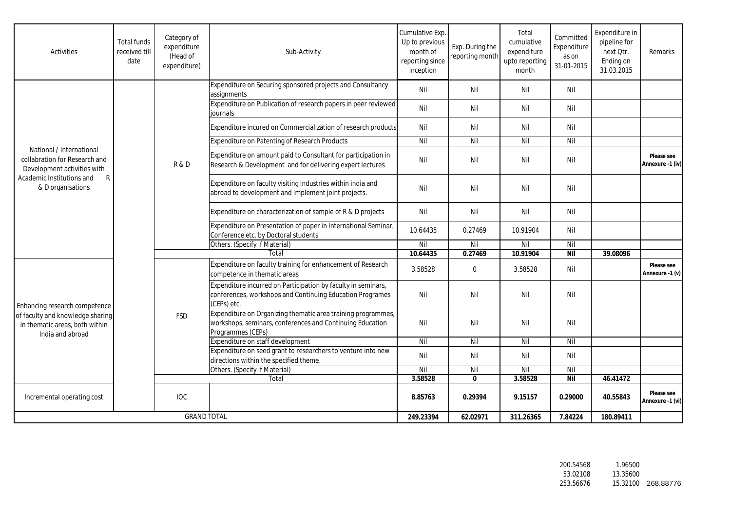| Activities | Total funds received till date | Category of expenditure (Head of expenditure) | Sub-Activity | Cumulative Exp. Up to previous month of reporting since inception | Exp. During the reporting month | Total cumulative expenditure upto reporting month | Committed Expenditure as on 31-01-2015 | Expenditure in pipeline for next Qtr. Ending on 31.03.2015 | Remarks |
|---|---|---|---|---|---|---|---|---|---|
| National / International collabration for Research and Development activities with Academic Institutions and R & D organisations | | R & D | Expenditure on Securing sponsored projects and Consultancy assignments | Nil | Nil | Nil | Nil | | |
| | | | Expenditure on Publication of research papers in peer reviewed journals | Nil | Nil | Nil | Nil | | |
| | | | Expenditure incured on Commercialization of research products | Nil | Nil | Nil | Nil | | |
| | | | Expenditure on Patenting of Research Products | Nil | Nil | Nil | Nil | | |
| | | | Expenditure on amount paid to Consultant for participation in Research & Development and for delivering expert lectures | Nil | Nil | Nil | Nil | | **Please see Annexure -1 (iv)** |
| | | | Expenditure on faculty visiting Industries within india and abroad to development and implement joint projects. | Nil | Nil | Nil | Nil | | |
| | | | Expenditure on characterization of sample of R & D projects | Nil | Nil | Nil | Nil | | |
| | | | Expenditure on Presentation of paper in International Seminar, Conference etc. by Doctoral students | 10.64435 | 0.27469 | 10.91904 | Nil | | |
| | | | Others. (Specify if Material) | Nil | Nil | Nil | Nil | | |
| | | | Total | **10.64435** | **0.27469** | **10.91904** | **Nil** | **39.08096** | |
| Enhancing research competence of faculty and knowledge sharing in thematic areas, both within India and abroad | | FSD | Expenditure on faculty training for enhancement of Research competence in thematic areas | 3.58528 | 0 | 3.58528 | Nil | | **Please see Annexure -1 (v)** |
| | | | Expenditure incurred on Participation by faculty in seminars, conferences, workshops and Continuing Education Programes (CEPs) etc. | Nil | Nil | Nil | Nil | | |
| | | | Expenditure on Organizing thematic area training programmes, workshops, seminars, conferences and Continuing Education Programmes (CEPs) | Nil | Nil | Nil | Nil | | |
| | | | Expenditure on staff development | Nil | Nil | Nil | Nil | | |
| | | | Expenditure on seed grant to researchers to venture into new directions within the specified theme. | Nil | Nil | Nil | Nil | | |
| | | | Others. (Specify if Material) | Nil | Nil | Nil | Nil | | |
| | | | Total | **3.58528** | **0** | **3.58528** | **Nil** | **46.41472** | |
| Incremental operating cost | | IOC | | **8.85763** | **0.29394** | **9.15157** | **0.29000** | **40.55843** | **Please see Annexure -1 (vi)** |
| GRAND TOTAL | | | | **249.23394** | **62.02971** | **311.26365** | **7.84224** | **180.89411** | |

| | | |
|---|---|---|
| 200.54568 | 1.96500 | |
| 53.02108 | 13.35600 | |
| 253.56676 | 15.32100 | 268.88776 |